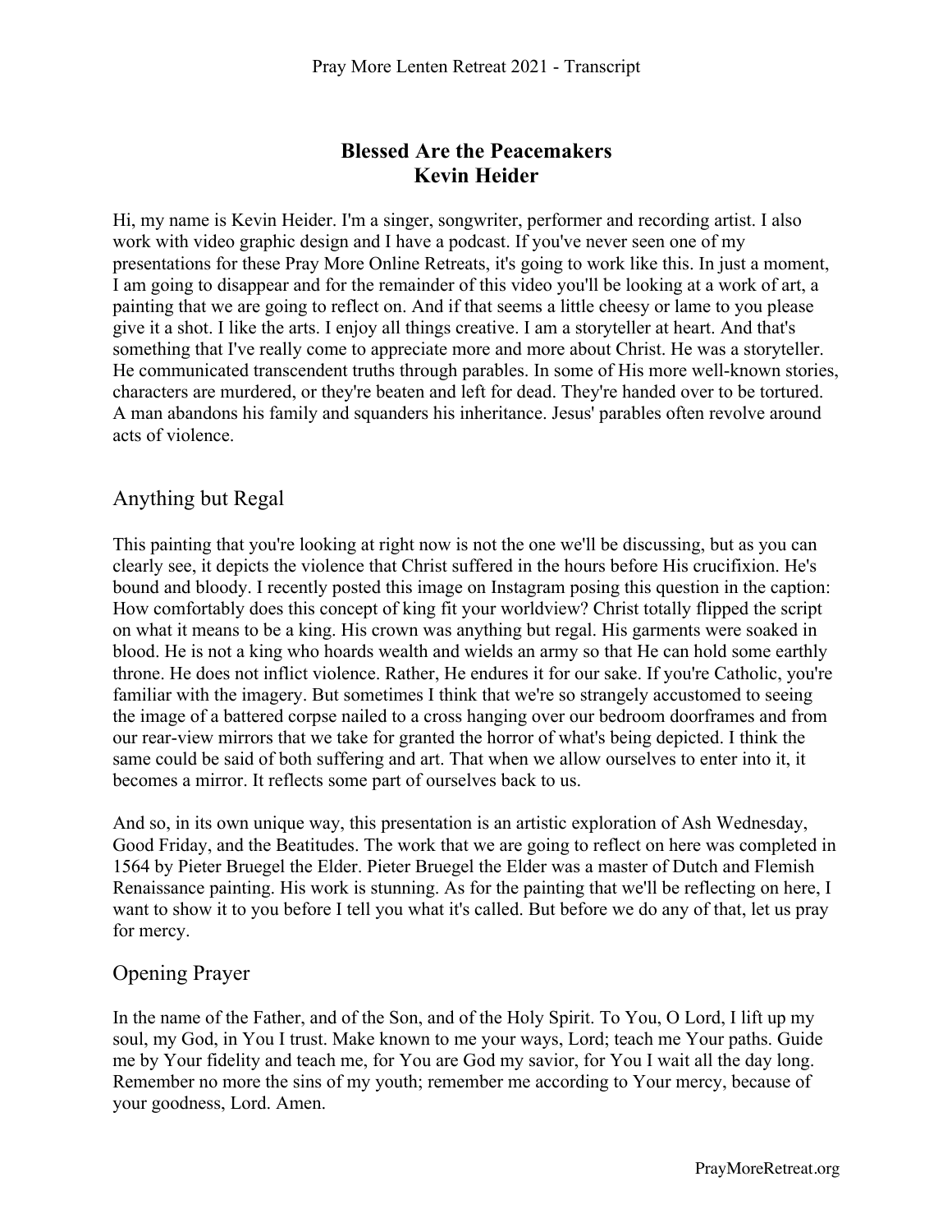# Blessed Are the Peacemakers
# Kevin Heider

Hi, my name is Kevin Heider. I'm a singer, songwriter, performer and recording artist. I also work with video graphic design and I have a podcast. If you've never seen one of my presentations for these Pray More Online Retreats, it's going to work like this. In just a moment, I am going to disappear and for the remainder of this video you'll be looking at a work of art, a painting that we are going to reflect on. And if that seems a little cheesy or lame to you please give it a shot. I like the arts. I enjoy all things creative. I am a storyteller at heart. And that's something that I've really come to appreciate more and more about Christ. He was a storyteller. He communicated transcendent truths through parables. In some of His more well-known stories, characters are murdered, or they're beaten and left for dead. They're handed over to be tortured. A man abandons his family and squanders his inheritance. Jesus' parables often revolve around acts of violence.

## Anything but Regal

This painting that you're looking at right now is not the one we'll be discussing, but as you can clearly see, it depicts the violence that Christ suffered in the hours before His crucifixion. He's bound and bloody. I recently posted this image on Instagram posing this question in the caption: How comfortably does this concept of king fit your worldview? Christ totally flipped the script on what it means to be a king. His crown was anything but regal. His garments were soaked in blood. He is not a king who hoards wealth and wields an army so that He can hold some earthly throne. He does not inflict violence. Rather, He endures it for our sake. If you're Catholic, you're familiar with the imagery. But sometimes I think that we're so strangely accustomed to seeing the image of a battered corpse nailed to a cross hanging over our bedroom doorframes and from our rear-view mirrors that we take for granted the horror of what's being depicted. I think the same could be said of both suffering and art. That when we allow ourselves to enter into it, it becomes a mirror. It reflects some part of ourselves back to us.

And so, in its own unique way, this presentation is an artistic exploration of Ash Wednesday, Good Friday, and the Beatitudes. The work that we are going to reflect on here was completed in 1564 by Pieter Bruegel the Elder. Pieter Bruegel the Elder was a master of Dutch and Flemish Renaissance painting. His work is stunning. As for the painting that we'll be reflecting on here, I want to show it to you before I tell you what it's called. But before we do any of that, let us pray for mercy.

## Opening Prayer

In the name of the Father, and of the Son, and of the Holy Spirit. To You, O Lord, I lift up my soul, my God, in You I trust. Make known to me your ways, Lord; teach me Your paths. Guide me by Your fidelity and teach me, for You are God my savior, for You I wait all the day long. Remember no more the sins of my youth; remember me according to Your mercy, because of your goodness, Lord. Amen.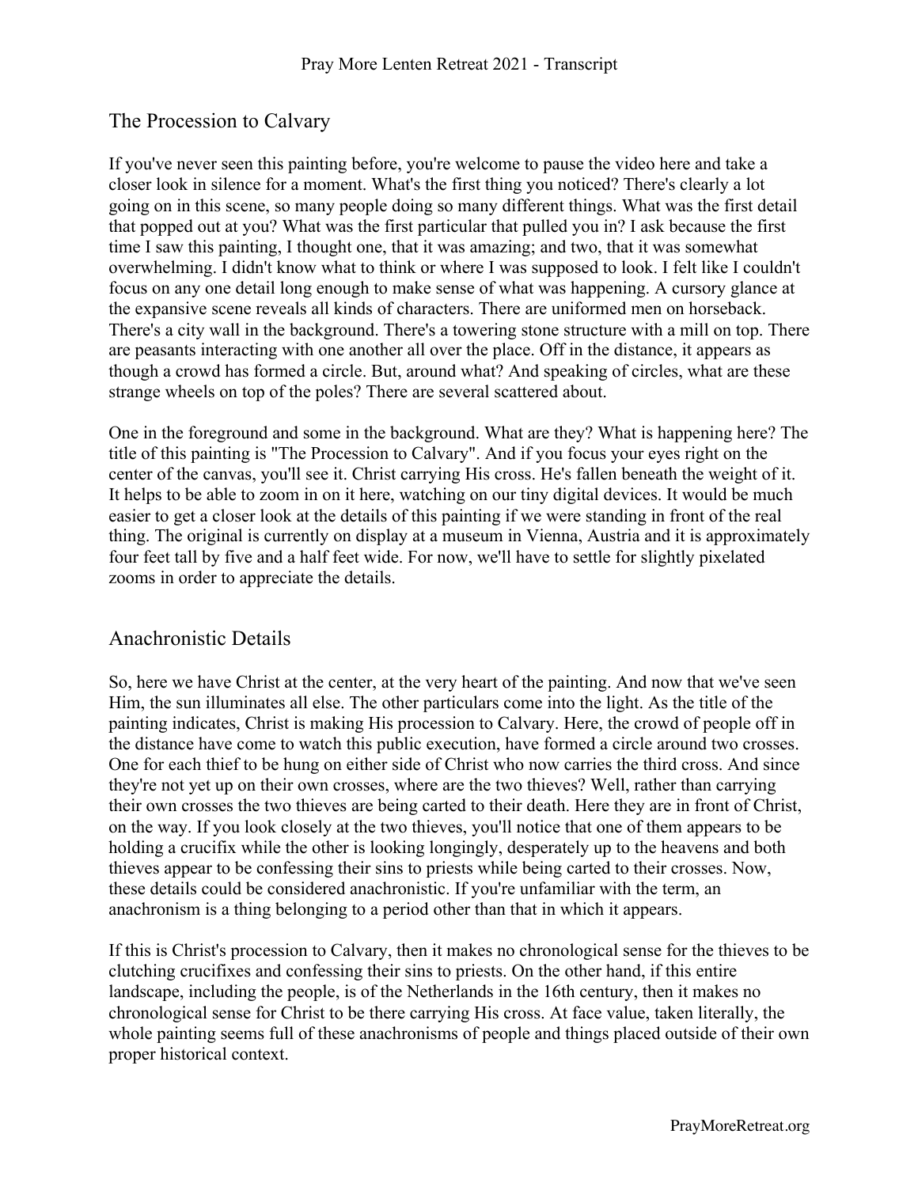## The Procession to Calvary

If you've never seen this painting before, you're welcome to pause the video here and take a closer look in silence for a moment. What's the first thing you noticed? There's clearly a lot going on in this scene, so many people doing so many different things. What was the first detail that popped out at you? What was the first particular that pulled you in? I ask because the first time I saw this painting, I thought one, that it was amazing; and two, that it was somewhat overwhelming. I didn't know what to think or where I was supposed to look. I felt like I couldn't focus on any one detail long enough to make sense of what was happening. A cursory glance at the expansive scene reveals all kinds of characters. There are uniformed men on horseback. There's a city wall in the background. There's a towering stone structure with a mill on top. There are peasants interacting with one another all over the place. Off in the distance, it appears as though a crowd has formed a circle. But, around what? And speaking of circles, what are these strange wheels on top of the poles? There are several scattered about.

One in the foreground and some in the background. What are they? What is happening here? The title of this painting is "The Procession to Calvary". And if you focus your eyes right on the center of the canvas, you'll see it. Christ carrying His cross. He's fallen beneath the weight of it. It helps to be able to zoom in on it here, watching on our tiny digital devices. It would be much easier to get a closer look at the details of this painting if we were standing in front of the real thing. The original is currently on display at a museum in Vienna, Austria and it is approximately four feet tall by five and a half feet wide. For now, we'll have to settle for slightly pixelated zooms in order to appreciate the details.

## Anachronistic Details

So, here we have Christ at the center, at the very heart of the painting. And now that we've seen Him, the sun illuminates all else. The other particulars come into the light. As the title of the painting indicates, Christ is making His procession to Calvary. Here, the crowd of people off in the distance have come to watch this public execution, have formed a circle around two crosses. One for each thief to be hung on either side of Christ who now carries the third cross. And since they're not yet up on their own crosses, where are the two thieves? Well, rather than carrying their own crosses the two thieves are being carted to their death. Here they are in front of Christ, on the way. If you look closely at the two thieves, you'll notice that one of them appears to be holding a crucifix while the other is looking longingly, desperately up to the heavens and both thieves appear to be confessing their sins to priests while being carted to their crosses. Now, these details could be considered anachronistic. If you're unfamiliar with the term, an anachronism is a thing belonging to a period other than that in which it appears.

If this is Christ's procession to Calvary, then it makes no chronological sense for the thieves to be clutching crucifixes and confessing their sins to priests. On the other hand, if this entire landscape, including the people, is of the Netherlands in the 16th century, then it makes no chronological sense for Christ to be there carrying His cross. At face value, taken literally, the whole painting seems full of these anachronisms of people and things placed outside of their own proper historical context.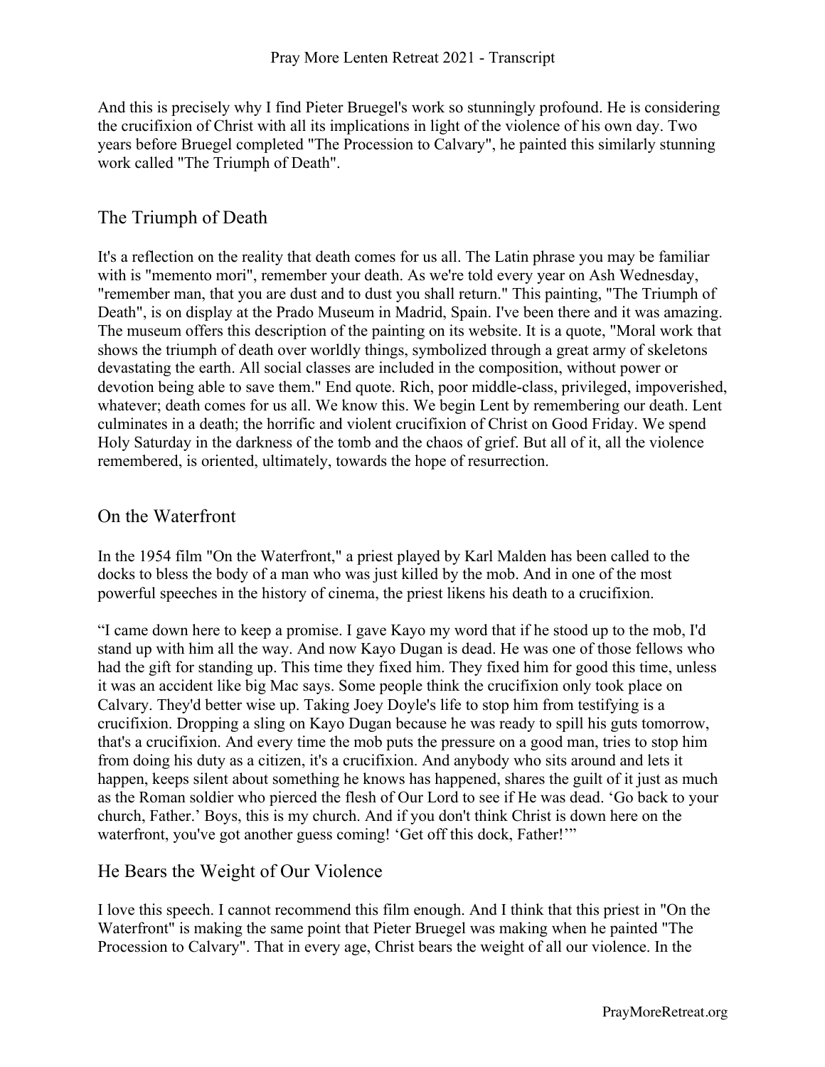And this is precisely why I find Pieter Bruegel's work so stunningly profound. He is considering the crucifixion of Christ with all its implications in light of the violence of his own day. Two years before Bruegel completed "The Procession to Calvary", he painted this similarly stunning work called "The Triumph of Death".

## The Triumph of Death

It's a reflection on the reality that death comes for us all. The Latin phrase you may be familiar with is "memento mori", remember your death. As we're told every year on Ash Wednesday, "remember man, that you are dust and to dust you shall return." This painting, "The Triumph of Death", is on display at the Prado Museum in Madrid, Spain. I've been there and it was amazing. The museum offers this description of the painting on its website. It is a quote, "Moral work that shows the triumph of death over worldly things, symbolized through a great army of skeletons devastating the earth. All social classes are included in the composition, without power or devotion being able to save them." End quote. Rich, poor middle-class, privileged, impoverished, whatever; death comes for us all. We know this. We begin Lent by remembering our death. Lent culminates in a death; the horrific and violent crucifixion of Christ on Good Friday. We spend Holy Saturday in the darkness of the tomb and the chaos of grief. But all of it, all the violence remembered, is oriented, ultimately, towards the hope of resurrection.

## On the Waterfront

In the 1954 film "On the Waterfront," a priest played by Karl Malden has been called to the docks to bless the body of a man who was just killed by the mob. And in one of the most powerful speeches in the history of cinema, the priest likens his death to a crucifixion.

"I came down here to keep a promise. I gave Kayo my word that if he stood up to the mob, I'd stand up with him all the way. And now Kayo Dugan is dead. He was one of those fellows who had the gift for standing up. This time they fixed him. They fixed him for good this time, unless it was an accident like big Mac says. Some people think the crucifixion only took place on Calvary. They'd better wise up. Taking Joey Doyle's life to stop him from testifying is a crucifixion. Dropping a sling on Kayo Dugan because he was ready to spill his guts tomorrow, that's a crucifixion. And every time the mob puts the pressure on a good man, tries to stop him from doing his duty as a citizen, it's a crucifixion. And anybody who sits around and lets it happen, keeps silent about something he knows has happened, shares the guilt of it just as much as the Roman soldier who pierced the flesh of Our Lord to see if He was dead. 'Go back to your church, Father.' Boys, this is my church. And if you don't think Christ is down here on the waterfront, you've got another guess coming! 'Get off this dock, Father!'"

## He Bears the Weight of Our Violence

I love this speech. I cannot recommend this film enough. And I think that this priest in "On the Waterfront" is making the same point that Pieter Bruegel was making when he painted "The Procession to Calvary". That in every age, Christ bears the weight of all our violence. In the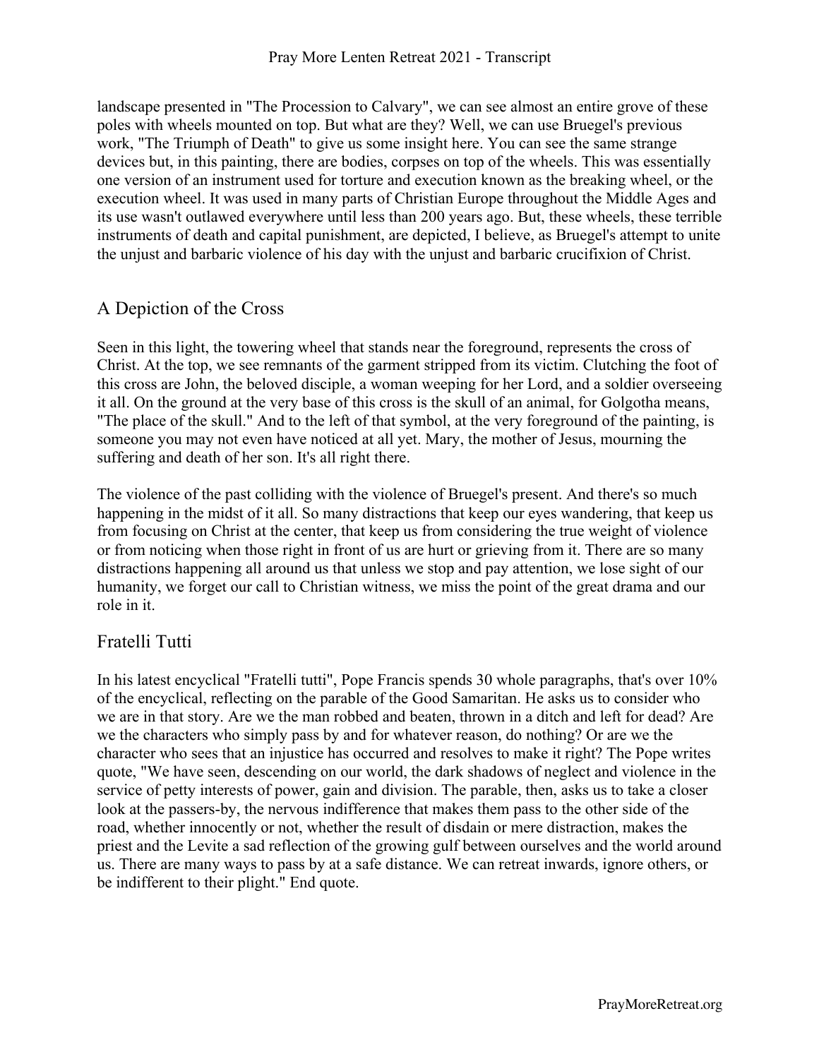landscape presented in "The Procession to Calvary", we can see almost an entire grove of these poles with wheels mounted on top. But what are they? Well, we can use Bruegel's previous work, "The Triumph of Death" to give us some insight here. You can see the same strange devices but, in this painting, there are bodies, corpses on top of the wheels. This was essentially one version of an instrument used for torture and execution known as the breaking wheel, or the execution wheel. It was used in many parts of Christian Europe throughout the Middle Ages and its use wasn't outlawed everywhere until less than 200 years ago. But, these wheels, these terrible instruments of death and capital punishment, are depicted, I believe, as Bruegel's attempt to unite the unjust and barbaric violence of his day with the unjust and barbaric crucifixion of Christ.

## A Depiction of the Cross

Seen in this light, the towering wheel that stands near the foreground, represents the cross of Christ. At the top, we see remnants of the garment stripped from its victim. Clutching the foot of this cross are John, the beloved disciple, a woman weeping for her Lord, and a soldier overseeing it all. On the ground at the very base of this cross is the skull of an animal, for Golgotha means, "The place of the skull." And to the left of that symbol, at the very foreground of the painting, is someone you may not even have noticed at all yet. Mary, the mother of Jesus, mourning the suffering and death of her son. It's all right there.

The violence of the past colliding with the violence of Bruegel's present. And there's so much happening in the midst of it all. So many distractions that keep our eyes wandering, that keep us from focusing on Christ at the center, that keep us from considering the true weight of violence or from noticing when those right in front of us are hurt or grieving from it. There are so many distractions happening all around us that unless we stop and pay attention, we lose sight of our humanity, we forget our call to Christian witness, we miss the point of the great drama and our role in it.

## Fratelli Tutti

In his latest encyclical "Fratelli tutti", Pope Francis spends 30 whole paragraphs, that's over 10% of the encyclical, reflecting on the parable of the Good Samaritan. He asks us to consider who we are in that story. Are we the man robbed and beaten, thrown in a ditch and left for dead? Are we the characters who simply pass by and for whatever reason, do nothing? Or are we the character who sees that an injustice has occurred and resolves to make it right? The Pope writes quote, "We have seen, descending on our world, the dark shadows of neglect and violence in the service of petty interests of power, gain and division. The parable, then, asks us to take a closer look at the passers-by, the nervous indifference that makes them pass to the other side of the road, whether innocently or not, whether the result of disdain or mere distraction, makes the priest and the Levite a sad reflection of the growing gulf between ourselves and the world around us. There are many ways to pass by at a safe distance. We can retreat inwards, ignore others, or be indifferent to their plight." End quote.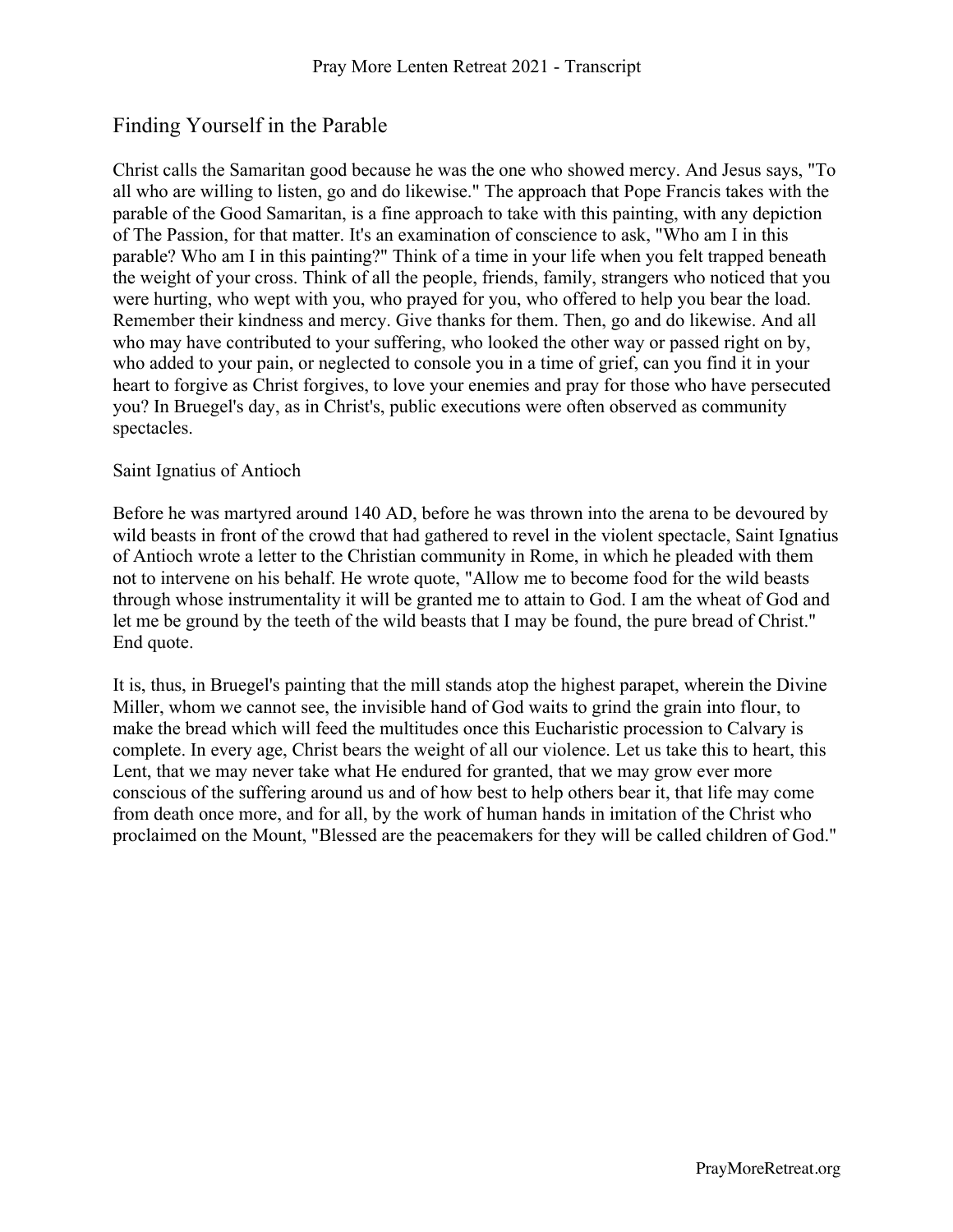## Finding Yourself in the Parable

Christ calls the Samaritan good because he was the one who showed mercy. And Jesus says, "To all who are willing to listen, go and do likewise." The approach that Pope Francis takes with the parable of the Good Samaritan, is a fine approach to take with this painting, with any depiction of The Passion, for that matter. It's an examination of conscience to ask, "Who am I in this parable? Who am I in this painting?" Think of a time in your life when you felt trapped beneath the weight of your cross. Think of all the people, friends, family, strangers who noticed that you were hurting, who wept with you, who prayed for you, who offered to help you bear the load. Remember their kindness and mercy. Give thanks for them. Then, go and do likewise. And all who may have contributed to your suffering, who looked the other way or passed right on by, who added to your pain, or neglected to console you in a time of grief, can you find it in your heart to forgive as Christ forgives, to love your enemies and pray for those who have persecuted you? In Bruegel's day, as in Christ's, public executions were often observed as community spectacles.

### Saint Ignatius of Antioch

Before he was martyred around 140 AD, before he was thrown into the arena to be devoured by wild beasts in front of the crowd that had gathered to revel in the violent spectacle, Saint Ignatius of Antioch wrote a letter to the Christian community in Rome, in which he pleaded with them not to intervene on his behalf. He wrote quote, "Allow me to become food for the wild beasts through whose instrumentality it will be granted me to attain to God. I am the wheat of God and let me be ground by the teeth of the wild beasts that I may be found, the pure bread of Christ." End quote.

It is, thus, in Bruegel's painting that the mill stands atop the highest parapet, wherein the Divine Miller, whom we cannot see, the invisible hand of God waits to grind the grain into flour, to make the bread which will feed the multitudes once this Eucharistic procession to Calvary is complete. In every age, Christ bears the weight of all our violence. Let us take this to heart, this Lent, that we may never take what He endured for granted, that we may grow ever more conscious of the suffering around us and of how best to help others bear it, that life may come from death once more, and for all, by the work of human hands in imitation of the Christ who proclaimed on the Mount, "Blessed are the peacemakers for they will be called children of God."